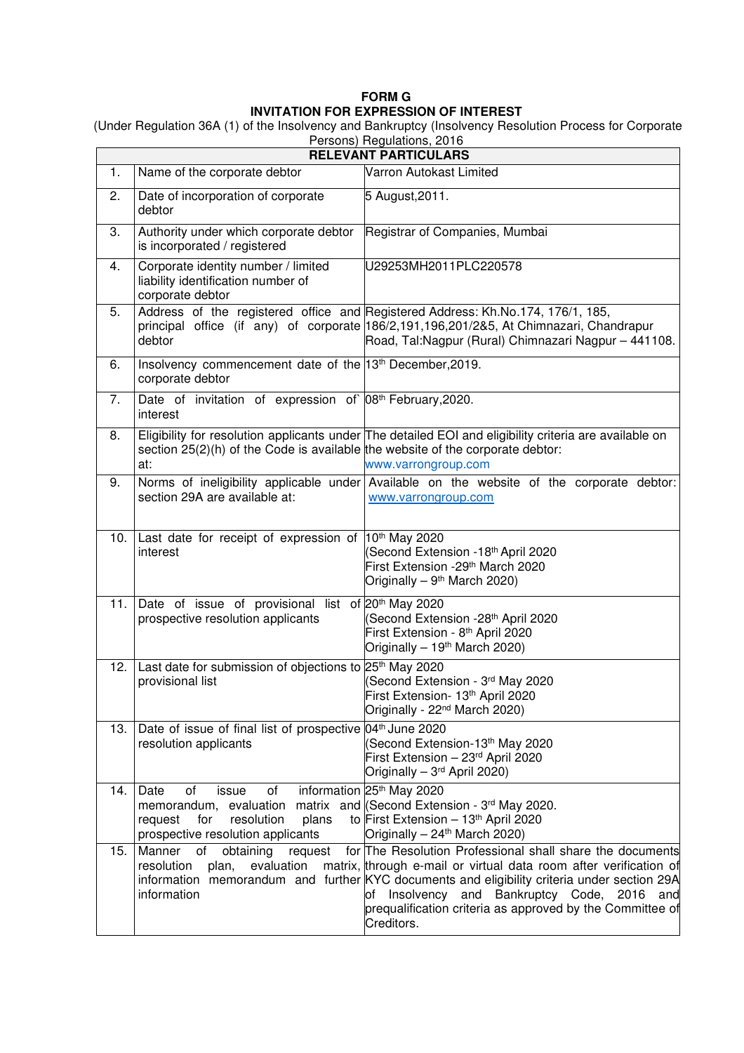# FORM G

## INVITATION FOR EXPRESSION OF INTEREST

(Under Regulation 36A (1) of the Insolvency and Bankruptcy (Insolvency Resolution Process for Corporate Persons) Regulations, 2016

| RELEVANT PARTICULARS | | |
|---|---|---|
| 1. | Name of the corporate debtor | Varron Autokast Limited |
| 2. | Date of incorporation of corporate debtor | 5 August,2011. |
| 3. | Authority under which corporate debtor is incorporated / registered | Registrar of Companies, Mumbai |
| 4. | Corporate identity number / limited liability identification number of corporate debtor | U29253MH2011PLC220578 |
| 5. | Address of the registered office and principal office (if any) of corporate debtor | Registered Address: Kh.No.174, 176/1, 185, 186/2,191,196,201/2&5, At Chimnazari, Chandrapur Road, Tal:Nagpur (Rural) Chimnazari Nagpur – 441108. |
| 6. | Insolvency commencement date of the corporate debtor | 13th December,2019. |
| 7. | Date of invitation of expression of interest | 08th February,2020. |
| 8. | Eligibility for resolution applicants under section 25(2)(h) of the Code is available at: | The detailed EOI and eligibility criteria are available on the website of the corporate debtor: www.varrongroup.com |
| 9. | Norms of ineligibility applicable under section 29A are available at: | Available on the website of the corporate debtor: www.varrongroup.com |
| 10. | Last date for receipt of expression of interest | 10th May 2020<br>(Second Extension -18th April 2020<br>First Extension -29th March 2020<br>Originally – 9th March 2020) |
| 11. | Date of issue of provisional list of prospective resolution applicants | 20th May 2020<br>(Second Extension -28th April 2020<br>First Extension - 8th April 2020<br>Originally – 19th March 2020) |
| 12. | Last date for submission of objections to provisional list | 25th May 2020<br>(Second Extension - 3rd May 2020<br>First Extension- 13th April 2020<br>Originally - 22nd March 2020) |
| 13. | Date of issue of final list of prospective resolution applicants | 04th June 2020<br>(Second Extension-13th May 2020<br>First Extension – 23rd April 2020<br>Originally – 3rd April 2020) |
| 14. | Date of issue of information memorandum, evaluation matrix and request for resolution plans to prospective resolution applicants | 25th May 2020<br>(Second Extension - 3rd May 2020.<br>First Extension – 13th April 2020<br>Originally – 24th March 2020) |
| 15. | Manner of obtaining request for resolution plan, evaluation matrix, information memorandum and further information | The Resolution Professional shall share the documents through e-mail or virtual data room after verification of KYC documents and eligibility criteria under section 29A of Insolvency and Bankruptcy Code, 2016 and prequalification criteria as approved by the Committee of Creditors. |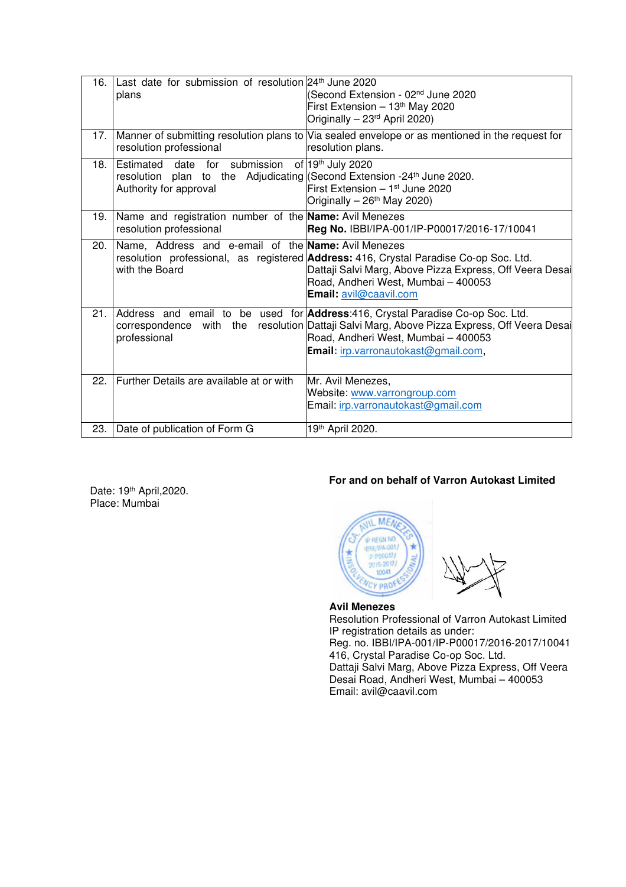| | | |
|---|---|---|
| 16. | Last date for submission of resolution plans | 24th June 2020<br>(Second Extension - 02nd June 2020<br>First Extension – 13th May 2020<br>Originally – 23rd April 2020) |
| 17. | Manner of submitting resolution plans to resolution professional | Via sealed envelope or as mentioned in the request for resolution plans. |
| 18. | Estimated date for submission of resolution plan to the Adjudicating Authority for approval | 19th July 2020<br>(Second Extension -24th June 2020.<br>First Extension – 1st June 2020<br>Originally – 26th May 2020) |
| 19. | Name and registration number of the resolution professional | **Name:** Avil Menezes<br>**Reg No.** IBBI/IPA-001/IP-P00017/2016-17/10041 |
| 20. | Name, Address and e-email of the resolution professional, as registered with the Board | **Name:** Avil Menezes<br>**Address:** 416, Crystal Paradise Co-op Soc. Ltd. Dattaji Salvi Marg, Above Pizza Express, Off Veera Desai Road, Andheri West, Mumbai – 400053<br>**Email:** avil@caavil.com |
| 21. | Address and email to be used for correspondence with the resolution professional | **Address**:416, Crystal Paradise Co-op Soc. Ltd. Dattaji Salvi Marg, Above Pizza Express, Off Veera Desai Road, Andheri West, Mumbai – 400053<br>**Email:** irp.varronautokast@gmail.com, |
| 22. | Further Details are available at or with | Mr. Avil Menezes,<br>Website: www.varrongroup.com<br>Email: irp.varronautokast@gmail.com |
| 23. | Date of publication of Form G | 19th April 2020. |

Date: 19th April,2020.
Place: Mumbai

**For and on behalf of Varron Autokast Limited**

**Avil Menezes**
Resolution Professional of Varron Autokast Limited
IP registration details as under:
Reg. no. IBBI/IPA-001/IP-P00017/2016-2017/10041
416, Crystal Paradise Co-op Soc. Ltd.
Dattaji Salvi Marg, Above Pizza Express, Off Veera Desai Road, Andheri West, Mumbai – 400053
Email: avil@caavil.com